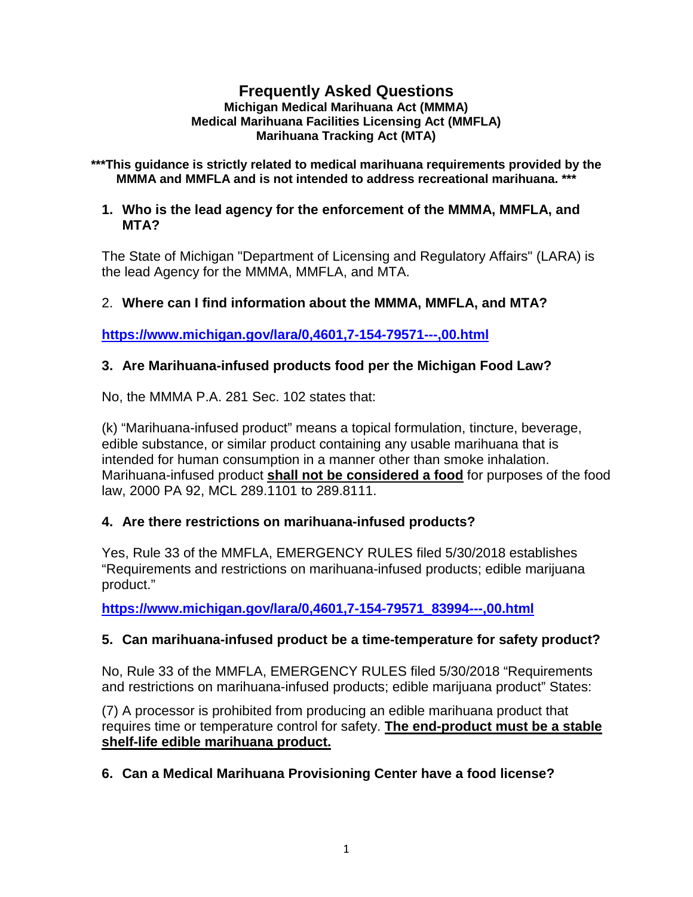# Frequently Asked Questions

**Michigan Medical Marihuana Act (MMMA)**
**Medical Marihuana Facilities Licensing Act (MMFLA)**
**Marihuana Tracking Act (MTA)**

**\*\*\*This guidance is strictly related to medical marihuana requirements provided by the MMMA and MMFLA and is not intended to address recreational marihuana. \*\*\***

### 1. Who is the lead agency for the enforcement of the MMMA, MMFLA, and MTA?

The State of Michigan "Department of Licensing and Regulatory Affairs" (LARA) is the lead Agency for the MMMA, MMFLA, and MTA.

### 2. Where can I find information about the MMMA, MMFLA, and MTA?

**https://www.michigan.gov/lara/0,4601,7-154-79571---,00.html**

### 3. Are Marihuana-infused products food per the Michigan Food Law?

No, the MMMA P.A. 281 Sec. 102 states that:

(k) "Marihuana-infused product" means a topical formulation, tincture, beverage, edible substance, or similar product containing any usable marihuana that is intended for human consumption in a manner other than smoke inhalation. Marihuana-infused product **shall not be considered a food** for purposes of the food law, 2000 PA 92, MCL 289.1101 to 289.8111.

### 4. Are there restrictions on marihuana-infused products?

Yes, Rule 33 of the MMFLA, EMERGENCY RULES filed 5/30/2018 establishes "Requirements and restrictions on marihuana-infused products; edible marijuana product."

**https://www.michigan.gov/lara/0,4601,7-154-79571_83994---,00.html**

### 5. Can marihuana-infused product be a time-temperature for safety product?

No, Rule 33 of the MMFLA, EMERGENCY RULES filed 5/30/2018 "Requirements and restrictions on marihuana-infused products; edible marijuana product" States:

(7) A processor is prohibited from producing an edible marihuana product that requires time or temperature control for safety. **The end-product must be a stable shelf-life edible marihuana product.**

### 6. Can a Medical Marihuana Provisioning Center have a food license?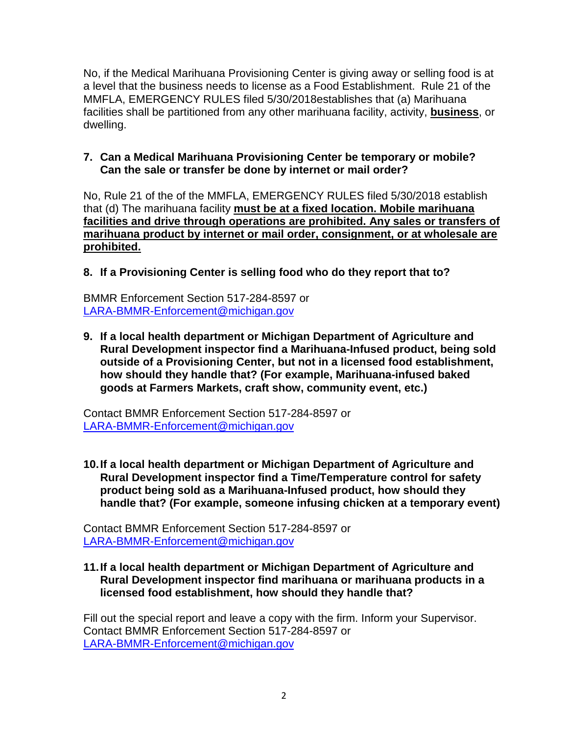No, if the Medical Marihuana Provisioning Center is giving away or selling food is at a level that the business needs to license as a Food Establishment. Rule 21 of the MMFLA, EMERGENCY RULES filed 5/30/2018establishes that (a) Marihuana facilities shall be partitioned from any other marihuana facility, activity, **business**, or dwelling.

**7. Can a Medical Marihuana Provisioning Center be temporary or mobile? Can the sale or transfer be done by internet or mail order?**

No, Rule 21 of the of the MMFLA, EMERGENCY RULES filed 5/30/2018 establish that (d) The marihuana facility **must be at a fixed location. Mobile marihuana facilities and drive through operations are prohibited. Any sales or transfers of marihuana product by internet or mail order, consignment, or at wholesale are prohibited.**

**8. If a Provisioning Center is selling food who do they report that to?**

BMMR Enforcement Section 517-284-8597 or
LARA-BMMR-Enforcement@michigan.gov

**9. If a local health department or Michigan Department of Agriculture and Rural Development inspector find a Marihuana-Infused product, being sold outside of a Provisioning Center, but not in a licensed food establishment, how should they handle that? (For example, Marihuana-infused baked goods at Farmers Markets, craft show, community event, etc.)**

Contact BMMR Enforcement Section 517-284-8597 or
LARA-BMMR-Enforcement@michigan.gov

**10. If a local health department or Michigan Department of Agriculture and Rural Development inspector find a Time/Temperature control for safety product being sold as a Marihuana-Infused product, how should they handle that? (For example, someone infusing chicken at a temporary event)**

Contact BMMR Enforcement Section 517-284-8597 or
LARA-BMMR-Enforcement@michigan.gov

**11. If a local health department or Michigan Department of Agriculture and Rural Development inspector find marihuana or marihuana products in a licensed food establishment, how should they handle that?**

Fill out the special report and leave a copy with the firm. Inform your Supervisor.
Contact BMMR Enforcement Section 517-284-8597 or
LARA-BMMR-Enforcement@michigan.gov